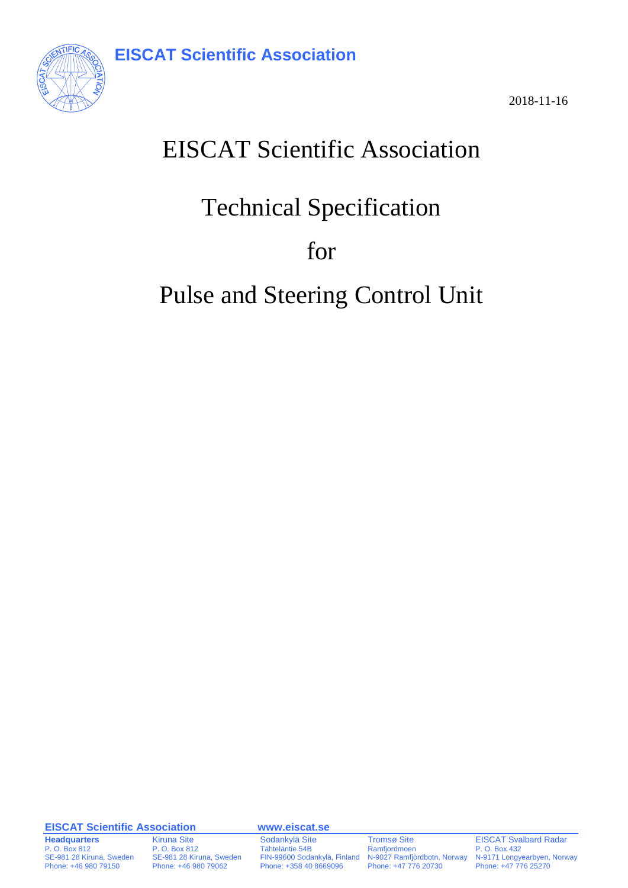**EISCAT Scientific Association**

2018-11-16

# EISCAT Scientific Association

# Technical Specification

# for

# Pulse and Steering Control Unit

**EISCAT Scientific Association** www.eiscat.se

| **Headquarters** | Kiruna Site | Sodankylä Site | Tromsø Site | EISCAT Svalbard Radar |
|---|---|---|---|---|
| P. O. Box 812 | P. O. Box 812 | Tähteläntie 54B | Ramfjordmoen | P. O. Box 432 |
| SE-981 28 Kiruna, Sweden | SE-981 28 Kiruna, Sweden | FIN-99600 Sodankylä, Finland | N-9027 Ramfjordbotn, Norway | N-9171 Longyearbyen, Norway |
| Phone: +46 980 79150 | Phone: +46 980 79062 | Phone: +358 40 8669096 | Phone: +47 776 20730 | Phone: +47 776 25270 |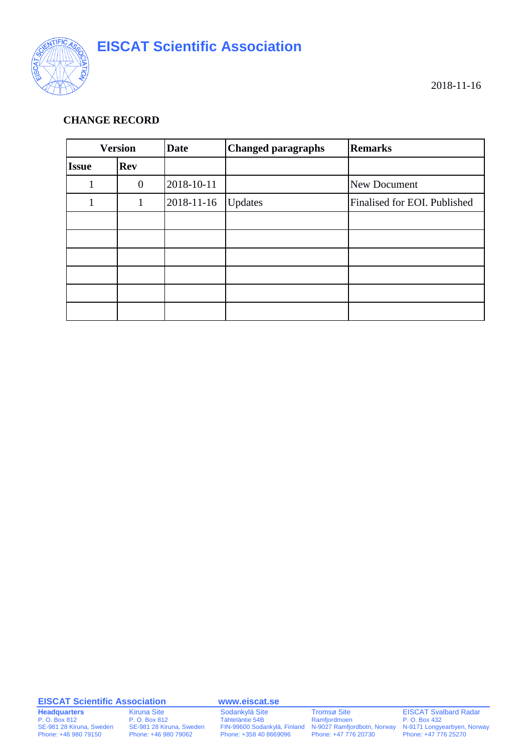2018-11-16

## CHANGE RECORD

| Version | | Date | Changed paragraphs | Remarks |
|---|---|---|---|---|
| Issue | Rev | | | |
| 1 | 0 | 2018-10-11 | | New Document |
| 1 | 1 | 2018-11-16 | Updates | Finalised for EOI. Published |
| | | | | |
| | | | | |
| | | | | |
| | | | | |
| | | | | |
| | | | | |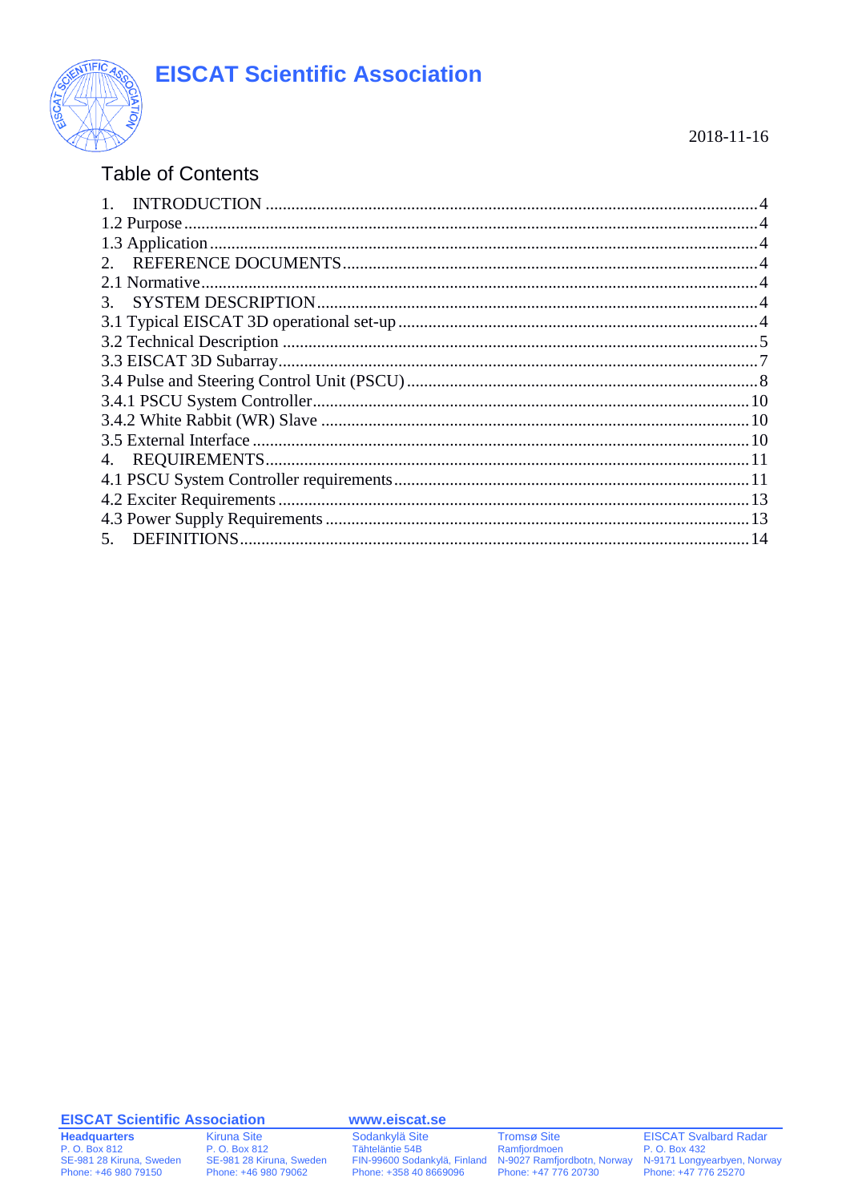# EISCAT Scientific Association

2018-11-16

## Table of Contents

1. INTRODUCTION ..... 4
1.2 Purpose ..... 4
1.3 Application ..... 4
2. REFERENCE DOCUMENTS ..... 4
2.1 Normative ..... 4
3. SYSTEM DESCRIPTION ..... 4
3.1 Typical EISCAT 3D operational set-up ..... 4
3.2 Technical Description ..... 5
3.3 EISCAT 3D Subarray ..... 7
3.4 Pulse and Steering Control Unit (PSCU) ..... 8
3.4.1 PSCU System Controller ..... 10
3.4.2 White Rabbit (WR) Slave ..... 10
3.5 External Interface ..... 10
4. REQUIREMENTS ..... 11
4.1 PSCU System Controller requirements ..... 11
4.2 Exciter Requirements ..... 13
4.3 Power Supply Requirements ..... 13
5. DEFINITIONS ..... 14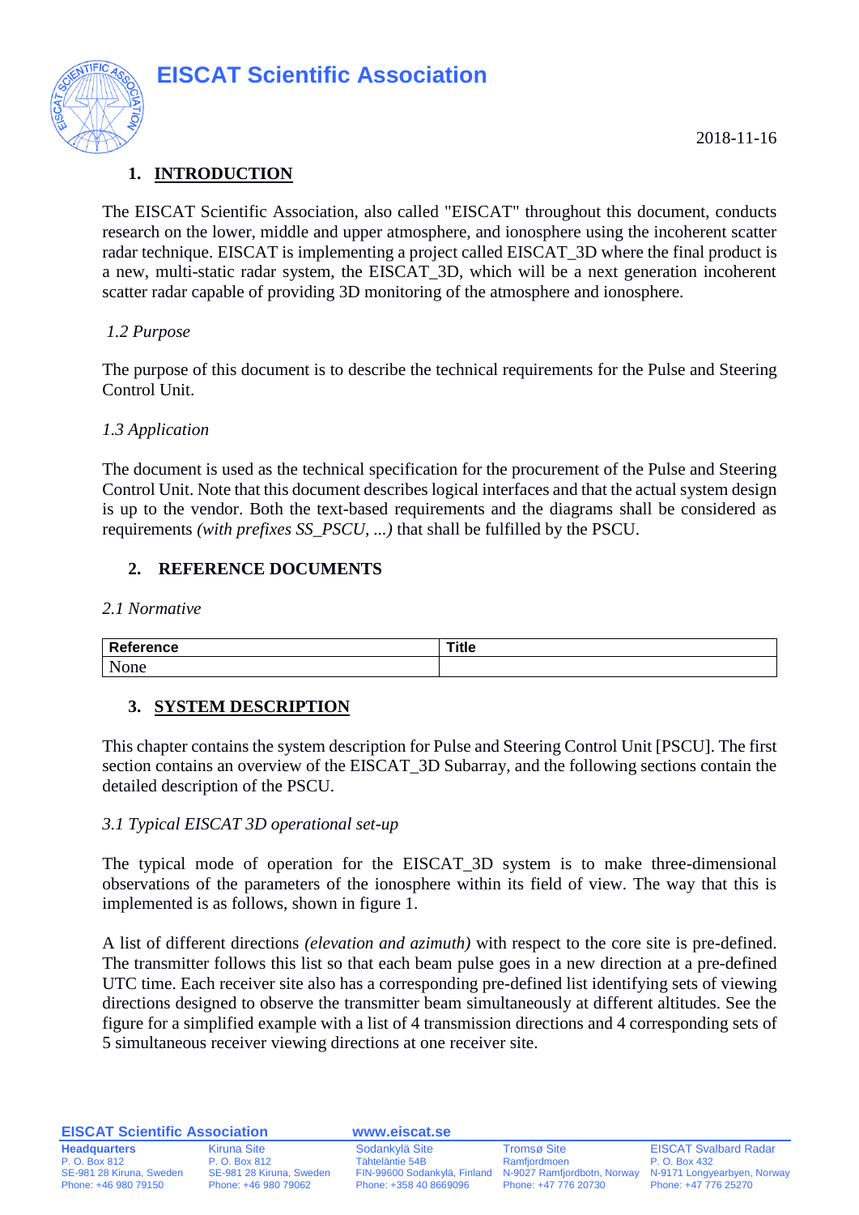# EISCAT Scientific Association

2018-11-16

## 1. INTRODUCTION

The EISCAT Scientific Association, also called "EISCAT" throughout this document, conducts research on the lower, middle and upper atmosphere, and ionosphere using the incoherent scatter radar technique. EISCAT is implementing a project called EISCAT_3D where the final product is a new, multi-static radar system, the EISCAT_3D, which will be a next generation incoherent scatter radar capable of providing 3D monitoring of the atmosphere and ionosphere.

### *1.2 Purpose*

The purpose of this document is to describe the technical requirements for the Pulse and Steering Control Unit.

### *1.3 Application*

The document is used as the technical specification for the procurement of the Pulse and Steering Control Unit. Note that this document describes logical interfaces and that the actual system design is up to the vendor. Both the text-based requirements and the diagrams shall be considered as requirements *(with prefixes SS_PSCU, ...)* that shall be fulfilled by the PSCU.

## 2. REFERENCE DOCUMENTS

### *2.1 Normative*

| Reference | Title |
|---|---|
| None | |

## 3. SYSTEM DESCRIPTION

This chapter contains the system description for Pulse and Steering Control Unit [PSCU]. The first section contains an overview of the EISCAT_3D Subarray, and the following sections contain the detailed description of the PSCU.

### *3.1 Typical EISCAT 3D operational set-up*

The typical mode of operation for the EISCAT_3D system is to make three-dimensional observations of the parameters of the ionosphere within its field of view. The way that this is implemented is as follows, shown in figure 1.

A list of different directions *(elevation and azimuth)* with respect to the core site is pre-defined. The transmitter follows this list so that each beam pulse goes in a new direction at a pre-defined UTC time. Each receiver site also has a corresponding pre-defined list identifying sets of viewing directions designed to observe the transmitter beam simultaneously at different altitudes. See the figure for a simplified example with a list of 4 transmission directions and 4 corresponding sets of 5 simultaneous receiver viewing directions at one receiver site.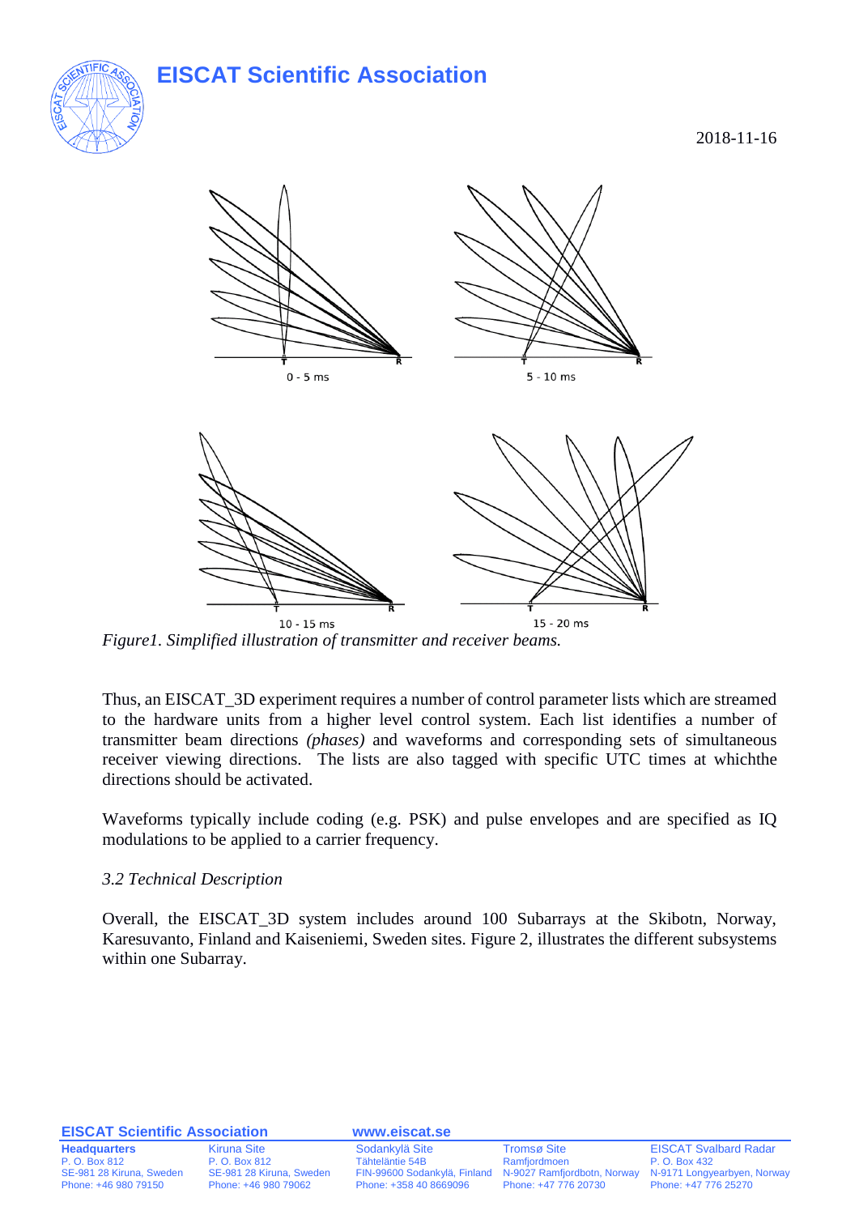0 - 5 ms

5 - 10 ms

10 - 15 ms

15 - 20 ms

*Figure1. Simplified illustration of transmitter and receiver beams.*

Thus, an EISCAT_3D experiment requires a number of control parameter lists which are streamed to the hardware units from a higher level control system. Each list identifies a number of transmitter beam directions *(phases)* and waveforms and corresponding sets of simultaneous receiver viewing directions. The lists are also tagged with specific UTC times at whichthe directions should be activated.

Waveforms typically include coding (e.g. PSK) and pulse envelopes and are specified as IQ modulations to be applied to a carrier frequency.

*3.2 Technical Description*

Overall, the EISCAT_3D system includes around 100 Subarrays at the Skibotn, Norway, Karesuvanto, Finland and Kaiseniemi, Sweden sites. Figure 2, illustrates the different subsystems within one Subarray.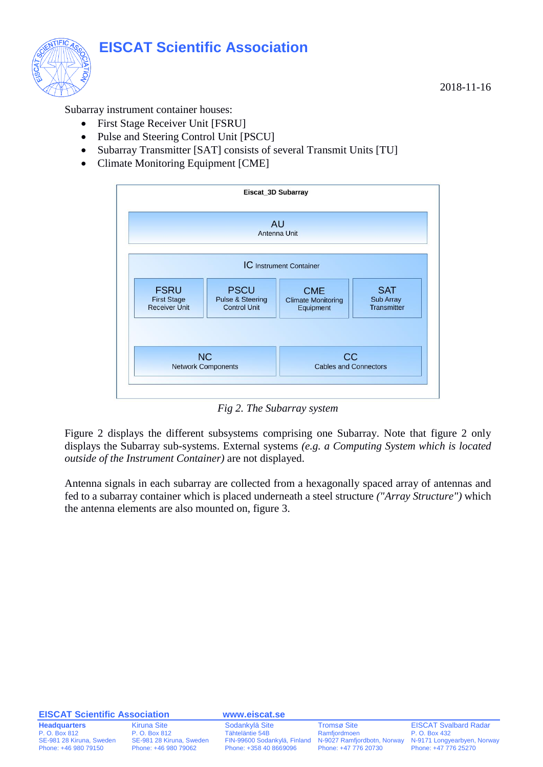Subarray instrument container houses:

- First Stage Receiver Unit [FSRU]
- Pulse and Steering Control Unit [PSCU]
- Subarray Transmitter [SAT] consists of several Transmit Units [TU]
- Climate Monitoring Equipment [CME]

Eiscat_3D Subarray

AU
Antenna Unit

IC Instrument Container

FSRU
First Stage Receiver Unit

PSCU
Pulse & Steering Control Unit

CME
Climate Monitoring Equipment

SAT
Sub Array Transmitter

NC
Network Components

CC
Cables and Connectors

*Fig 2. The Subarray system*

Figure 2 displays the different subsystems comprising one Subarray. Note that figure 2 only displays the Subarray sub-systems. External systems *(e.g. a Computing System which is located outside of the Instrument Container)* are not displayed.

Antenna signals in each subarray are collected from a hexagonally spaced array of antennas and fed to a subarray container which is placed underneath a steel structure *("Array Structure")* which the antenna elements are also mounted on, figure 3.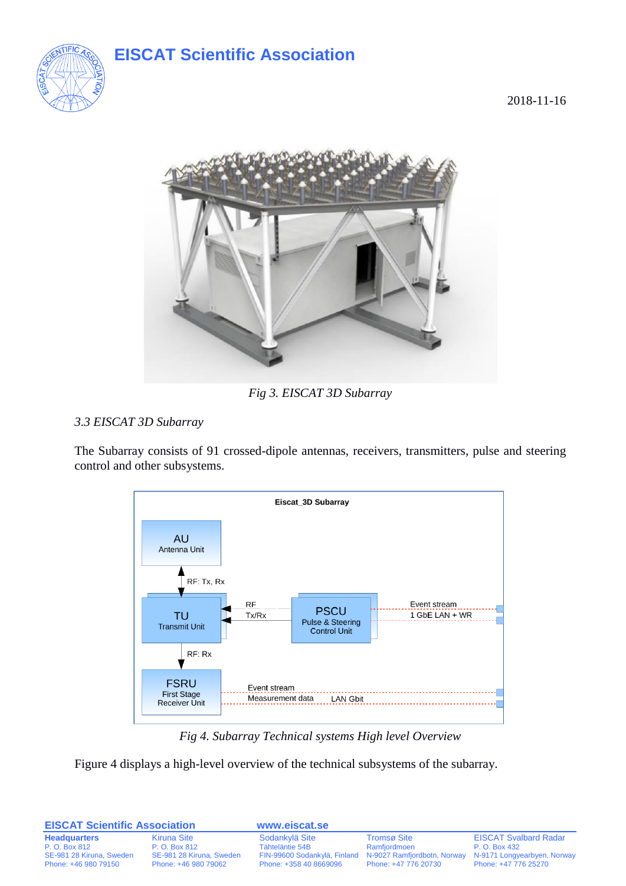2018-11-16

*Fig 3. EISCAT 3D Subarray*

### *3.3 EISCAT 3D Subarray*

The Subarray consists of 91 crossed-dipole antennas, receivers, transmitters, pulse and steering control and other subsystems.

*Fig 4. Subarray Technical systems High level Overview*

Figure 4 displays a high-level overview of the technical subsystems of the subarray.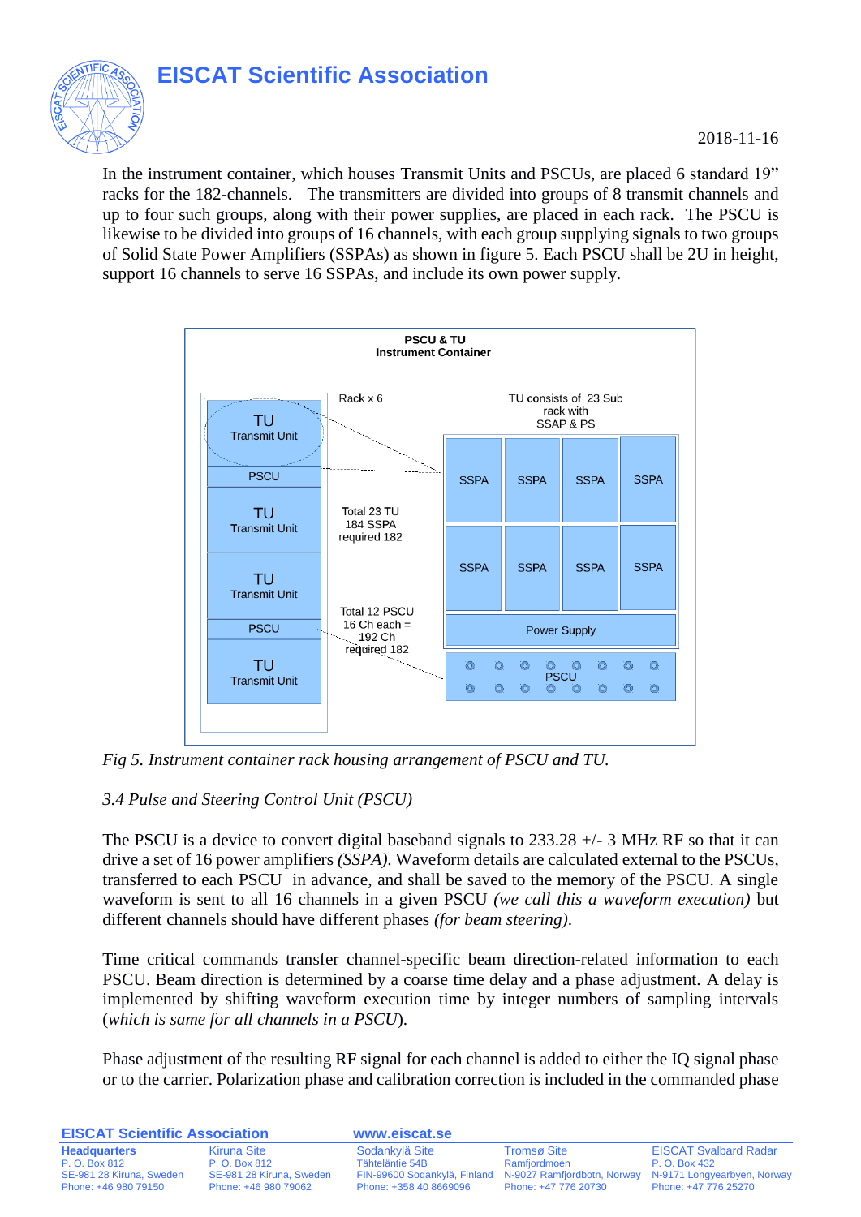In the instrument container, which houses Transmit Units and PSCUs, are placed 6 standard 19" racks for the 182-channels. The transmitters are divided into groups of 8 transmit channels and up to four such groups, along with their power supplies, are placed in each rack. The PSCU is likewise to be divided into groups of 16 channels, with each group supplying signals to two groups of Solid State Power Amplifiers (SSPAs) as shown in figure 5. Each PSCU shall be 2U in height, support 16 channels to serve 16 SSPAs, and include its own power supply.

*Fig 5. Instrument container rack housing arrangement of PSCU and TU.*

*3.4 Pulse and Steering Control Unit (PSCU)*

The PSCU is a device to convert digital baseband signals to 233.28 +/- 3 MHz RF so that it can drive a set of 16 power amplifiers *(SSPA)*. Waveform details are calculated external to the PSCUs, transferred to each PSCU in advance, and shall be saved to the memory of the PSCU. A single waveform is sent to all 16 channels in a given PSCU *(we call this a waveform execution)* but different channels should have different phases *(for beam steering)*.

Time critical commands transfer channel-specific beam direction-related information to each PSCU. Beam direction is determined by a coarse time delay and a phase adjustment. A delay is implemented by shifting waveform execution time by integer numbers of sampling intervals (*which is same for all channels in a PSCU*).

Phase adjustment of the resulting RF signal for each channel is added to either the IQ signal phase or to the carrier. Polarization phase and calibration correction is included in the commanded phase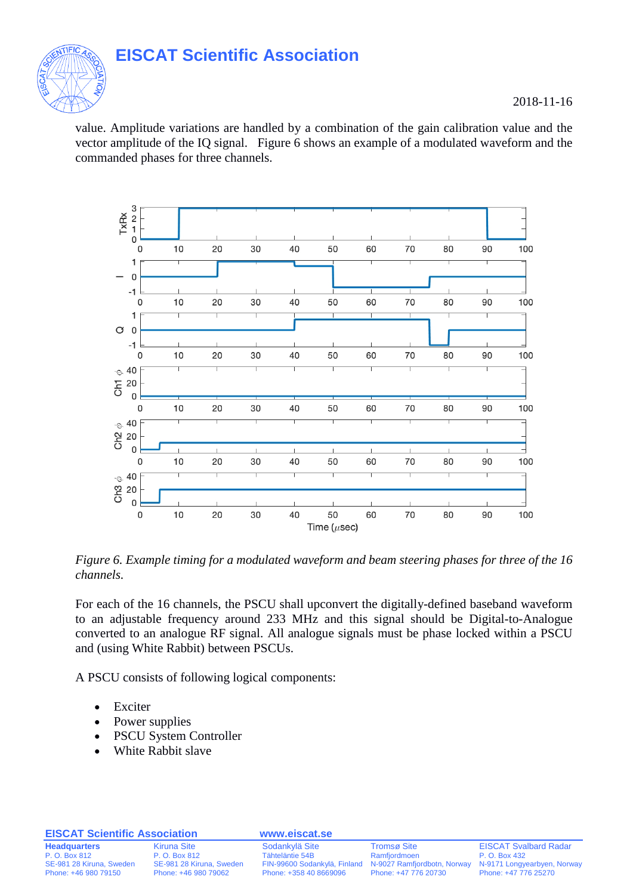value. Amplitude variations are handled by a combination of the gain calibration value and the vector amplitude of the IQ signal. Figure 6 shows an example of a modulated waveform and the commanded phases for three channels.

*Figure 6. Example timing for a modulated waveform and beam steering phases for three of the 16 channels.*

For each of the 16 channels, the PSCU shall upconvert the digitally-defined baseband waveform to an adjustable frequency around 233 MHz and this signal should be Digital-to-Analogue converted to an analogue RF signal. All analogue signals must be phase locked within a PSCU and (using White Rabbit) between PSCUs.

A PSCU consists of following logical components:

- Exciter
- Power supplies
- PSCU System Controller
- White Rabbit slave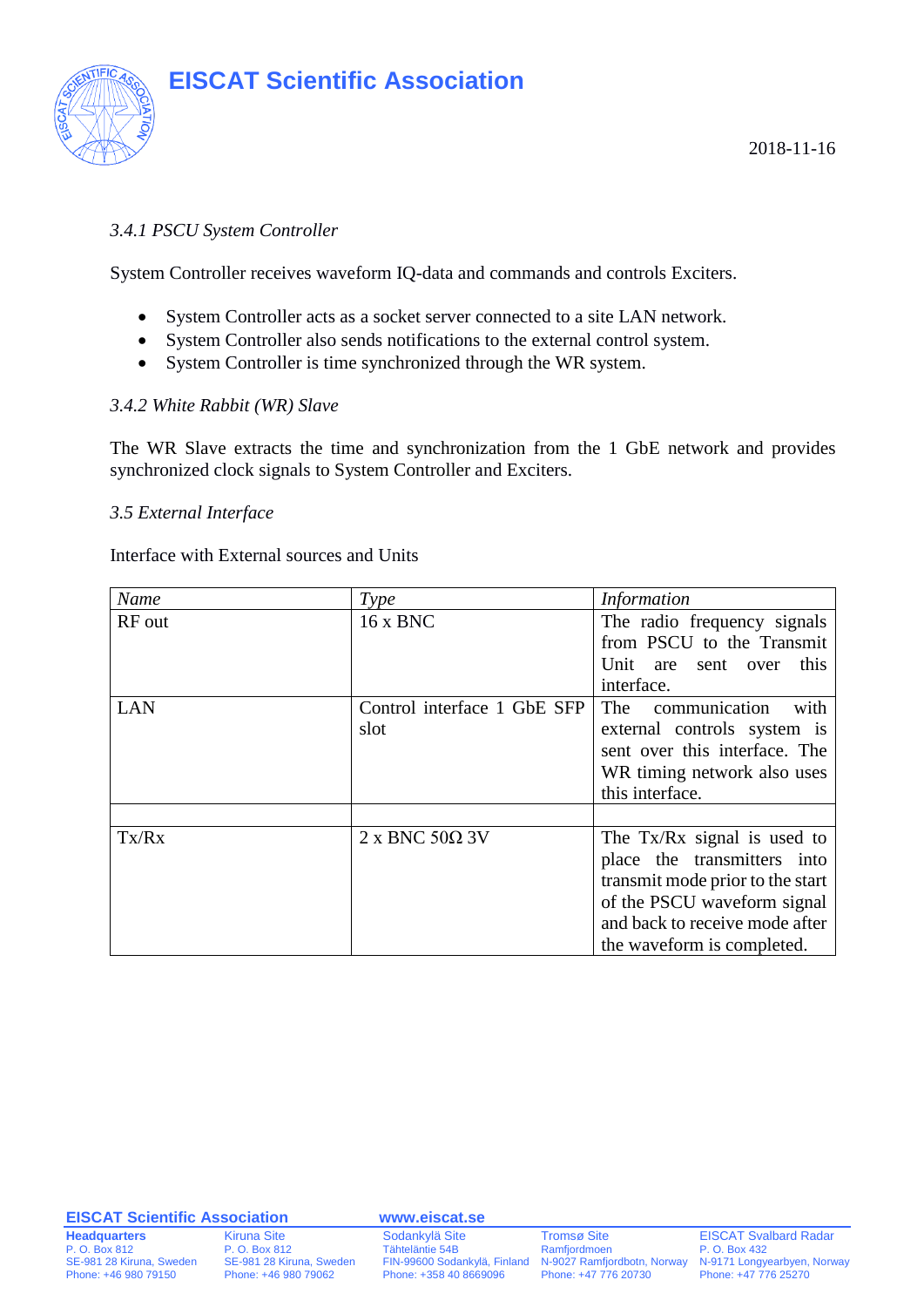*3.4.1 PSCU System Controller*

System Controller receives waveform IQ-data and commands and controls Exciters.

- System Controller acts as a socket server connected to a site LAN network.
- System Controller also sends notifications to the external control system.
- System Controller is time synchronized through the WR system.

*3.4.2 White Rabbit (WR) Slave*

The WR Slave extracts the time and synchronization from the 1 GbE network and provides synchronized clock signals to System Controller and Exciters.

*3.5 External Interface*

Interface with External sources and Units

| *Name* | *Type* | *Information* |
|---|---|---|
| RF out | 16 x BNC | The radio frequency signals from PSCU to the Transmit Unit are sent over this interface. |
| LAN | Control interface 1 GbE SFP slot | The communication with external controls system is sent over this interface. The WR timing network also uses this interface. |
| | | |
| Tx/Rx | 2 x BNC 50Ω 3V | The Tx/Rx signal is used to place the transmitters into transmit mode prior to the start of the PSCU waveform signal and back to receive mode after the waveform is completed. |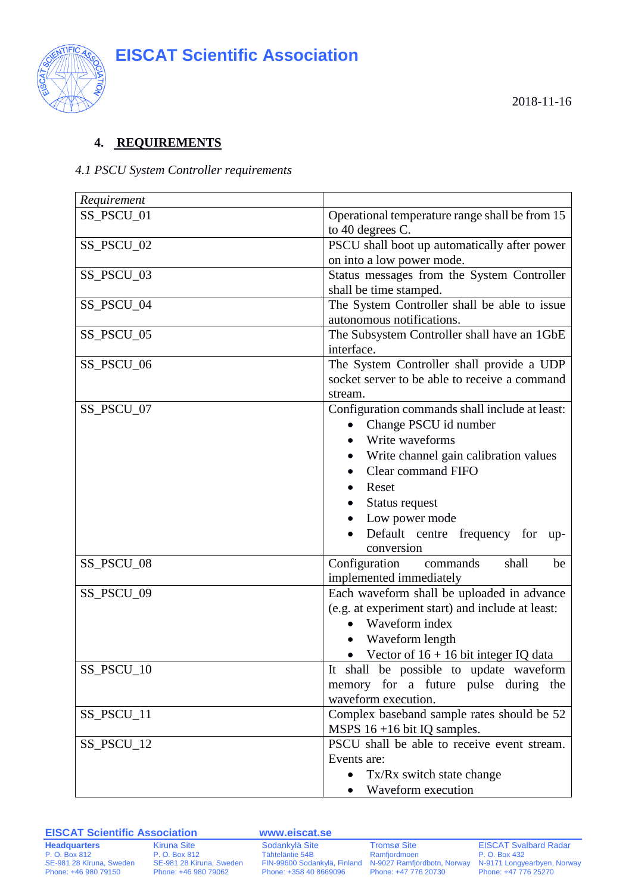## 4. REQUIREMENTS

*4.1 PSCU System Controller requirements*

| *Requirement* | |
|---|---|
| SS_PSCU_01 | Operational temperature range shall be from 15 to 40 degrees C. |
| SS_PSCU_02 | PSCU shall boot up automatically after power on into a low power mode. |
| SS_PSCU_03 | Status messages from the System Controller shall be time stamped. |
| SS_PSCU_04 | The System Controller shall be able to issue autonomous notifications. |
| SS_PSCU_05 | The Subsystem Controller shall have an 1GbE interface. |
| SS_PSCU_06 | The System Controller shall provide a UDP socket server to be able to receive a command stream. |
| SS_PSCU_07 | Configuration commands shall include at least:<br>• Change PSCU id number<br>• Write waveforms<br>• Write channel gain calibration values<br>• Clear command FIFO<br>• Reset<br>• Status request<br>• Low power mode<br>• Default centre frequency for up-conversion |
| SS_PSCU_08 | Configuration commands shall be implemented immediately |
| SS_PSCU_09 | Each waveform shall be uploaded in advance (e.g. at experiment start) and include at least:<br>• Waveform index<br>• Waveform length<br>• Vector of 16 + 16 bit integer IQ data |
| SS_PSCU_10 | It shall be possible to update waveform memory for a future pulse during the waveform execution. |
| SS_PSCU_11 | Complex baseband sample rates should be 52 MSPS 16 +16 bit IQ samples. |
| SS_PSCU_12 | PSCU shall be able to receive event stream. Events are:<br>• Tx/Rx switch state change<br>• Waveform execution |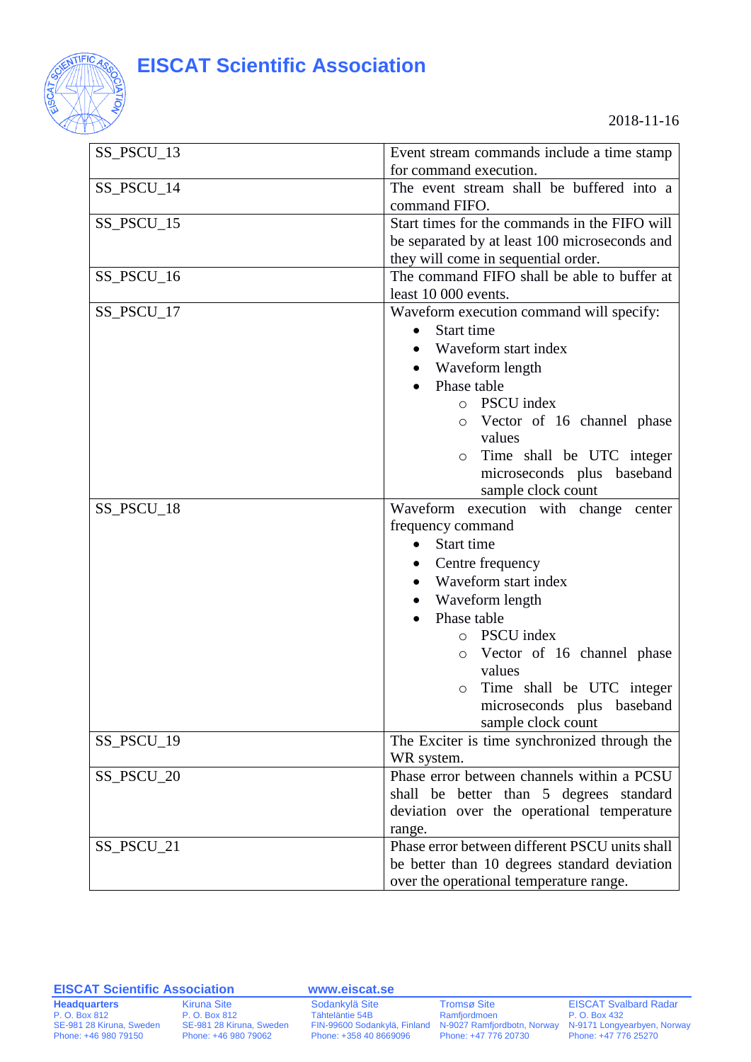| | |
|---|---|
| SS_PSCU_13 | Event stream commands include a time stamp for command execution. |
| SS_PSCU_14 | The event stream shall be buffered into a command FIFO. |
| SS_PSCU_15 | Start times for the commands in the FIFO will be separated by at least 100 microseconds and they will come in sequential order. |
| SS_PSCU_16 | The command FIFO shall be able to buffer at least 10 000 events. |
| SS_PSCU_17 | Waveform execution command will specify:<br>• Start time<br>• Waveform start index<br>• Waveform length<br>• Phase table<br>&nbsp;&nbsp;○ PSCU index<br>&nbsp;&nbsp;○ Vector of 16 channel phase values<br>&nbsp;&nbsp;○ Time shall be UTC integer microseconds plus baseband sample clock count |
| SS_PSCU_18 | Waveform execution with change center frequency command<br>• Start time<br>• Centre frequency<br>• Waveform start index<br>• Waveform length<br>• Phase table<br>&nbsp;&nbsp;○ PSCU index<br>&nbsp;&nbsp;○ Vector of 16 channel phase values<br>&nbsp;&nbsp;○ Time shall be UTC integer microseconds plus baseband sample clock count |
| SS_PSCU_19 | The Exciter is time synchronized through the WR system. |
| SS_PSCU_20 | Phase error between channels within a PCSU shall be better than 5 degrees standard deviation over the operational temperature range. |
| SS_PSCU_21 | Phase error between different PSCU units shall be better than 10 degrees standard deviation over the operational temperature range. |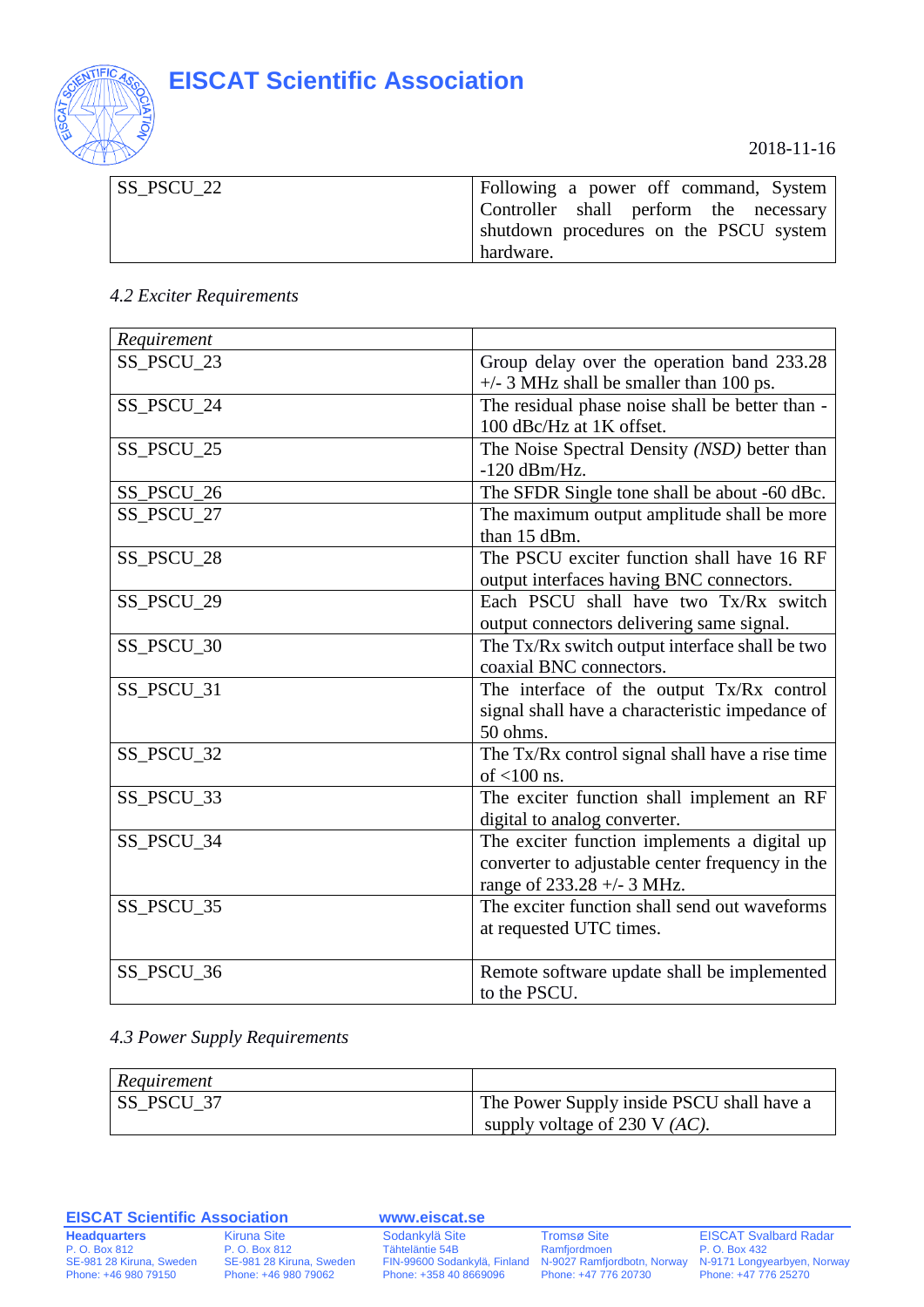| SS_PSCU_22 | Following a power off command, System Controller shall perform the necessary shutdown procedures on the PSCU system hardware. |
|---|---|

*4.2 Exciter Requirements*

| *Requirement* | |
|---|---|
| SS_PSCU_23 | Group delay over the operation band 233.28 +/- 3 MHz shall be smaller than 100 ps. |
| SS_PSCU_24 | The residual phase noise shall be better than -100 dBc/Hz at 1K offset. |
| SS_PSCU_25 | The Noise Spectral Density *(NSD)* better than -120 dBm/Hz. |
| SS_PSCU_26 | The SFDR Single tone shall be about -60 dBc. |
| SS_PSCU_27 | The maximum output amplitude shall be more than 15 dBm. |
| SS_PSCU_28 | The PSCU exciter function shall have 16 RF output interfaces having BNC connectors. |
| SS_PSCU_29 | Each PSCU shall have two Tx/Rx switch output connectors delivering same signal. |
| SS_PSCU_30 | The Tx/Rx switch output interface shall be two coaxial BNC connectors. |
| SS_PSCU_31 | The interface of the output Tx/Rx control signal shall have a characteristic impedance of 50 ohms. |
| SS_PSCU_32 | The Tx/Rx control signal shall have a rise time of <100 ns. |
| SS_PSCU_33 | The exciter function shall implement an RF digital to analog converter. |
| SS_PSCU_34 | The exciter function implements a digital up converter to adjustable center frequency in the range of 233.28 +/- 3 MHz. |
| SS_PSCU_35 | The exciter function shall send out waveforms at requested UTC times. |
| SS_PSCU_36 | Remote software update shall be implemented to the PSCU. |

*4.3 Power Supply Requirements*

| *Requirement* | |
|---|---|
| SS_PSCU_37 | The Power Supply inside PSCU shall have a supply voltage of 230 V *(AC)*. |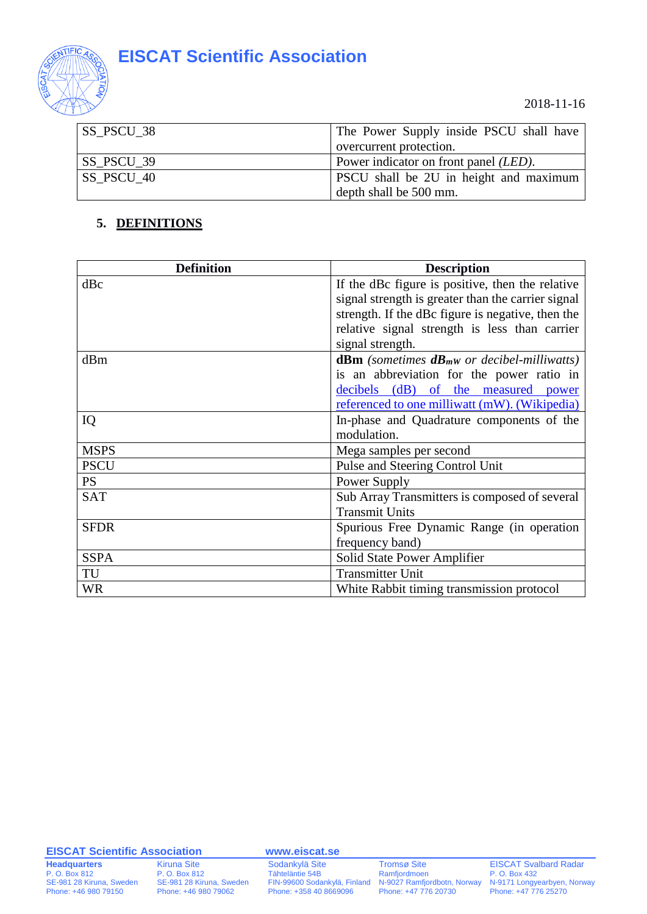| | |
|---|---|
| SS_PSCU_38 | The Power Supply inside PSCU shall have overcurrent protection. |
| SS_PSCU_39 | Power indicator on front panel *(LED)*. |
| SS_PSCU_40 | PSCU shall be 2U in height and maximum depth shall be 500 mm. |

## 5. DEFINITIONS

| Definition | Description |
|---|---|
| dBc | If the dBc figure is positive, then the relative signal strength is greater than the carrier signal strength. If the dBc figure is negative, then the relative signal strength is less than carrier signal strength. |
| dBm | **dBm** *(sometimes* ***dB$_{mW}$*** *or decibel-milliwatts)* is an abbreviation for the power ratio in decibels (dB) of the measured power referenced to one milliwatt (mW). (Wikipedia) |
| IQ | In-phase and Quadrature components of the modulation. |
| MSPS | Mega samples per second |
| PSCU | Pulse and Steering Control Unit |
| PS | Power Supply |
| SAT | Sub Array Transmitters is composed of several Transmit Units |
| SFDR | Spurious Free Dynamic Range (in operation frequency band) |
| SSPA | Solid State Power Amplifier |
| TU | Transmitter Unit |
| WR | White Rabbit timing transmission protocol |